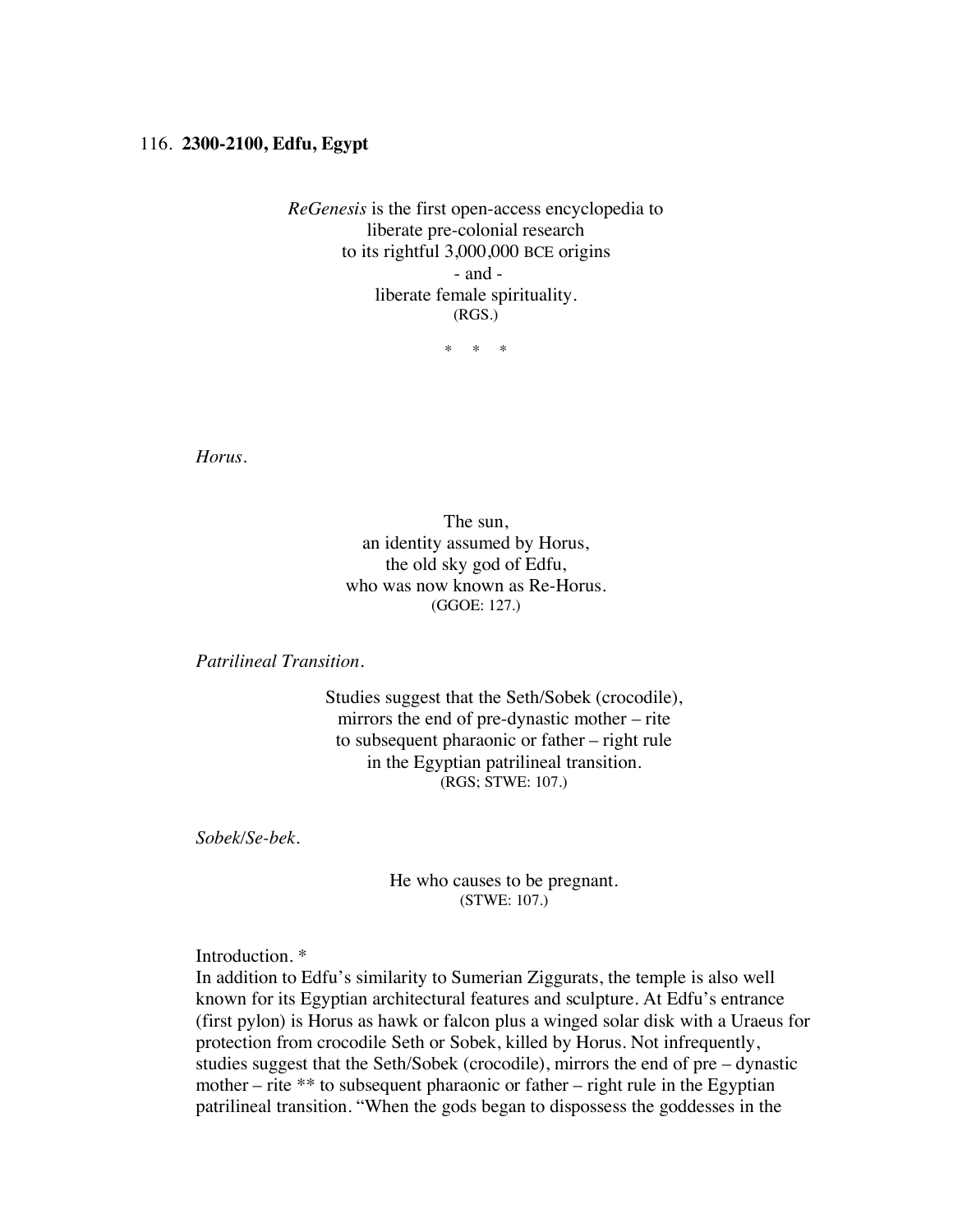116. **2300-2100, Edfu, Egypt**

*ReGenesis* is the first open-access encyclopedia to
liberate pre-colonial research
to its rightful 3,000,000 BCE origins
\- and -
liberate female spirituality.
(RGS.)

\*     \*     \*

*Horus.*

The sun,
an identity assumed by Horus,
the old sky god of Edfu,
who was now known as Re-Horus.
(GGOE: 127.)

*Patrilineal Transition.*

Studies suggest that the Seth/Sobek (crocodile),
mirrors the end of pre-dynastic mother – rite
to subsequent pharaonic or father – right rule
in the Egyptian patrilineal transition.
(RGS; STWE: 107.)

*Sobek/Se-bek.*

He who causes to be pregnant.
(STWE: 107.)

Introduction. *
In addition to Edfu's similarity to Sumerian Ziggurats, the temple is also well known for its Egyptian architectural features and sculpture. At Edfu's entrance (first pylon) is Horus as hawk or falcon plus a winged solar disk with a Uraeus for protection from crocodile Seth or Sobek, killed by Horus. Not infrequently, studies suggest that the Seth/Sobek (crocodile), mirrors the end of pre – dynastic mother – rite ** to subsequent pharaonic or father – right rule in the Egyptian patrilineal transition. "When the gods began to dispossess the goddesses in the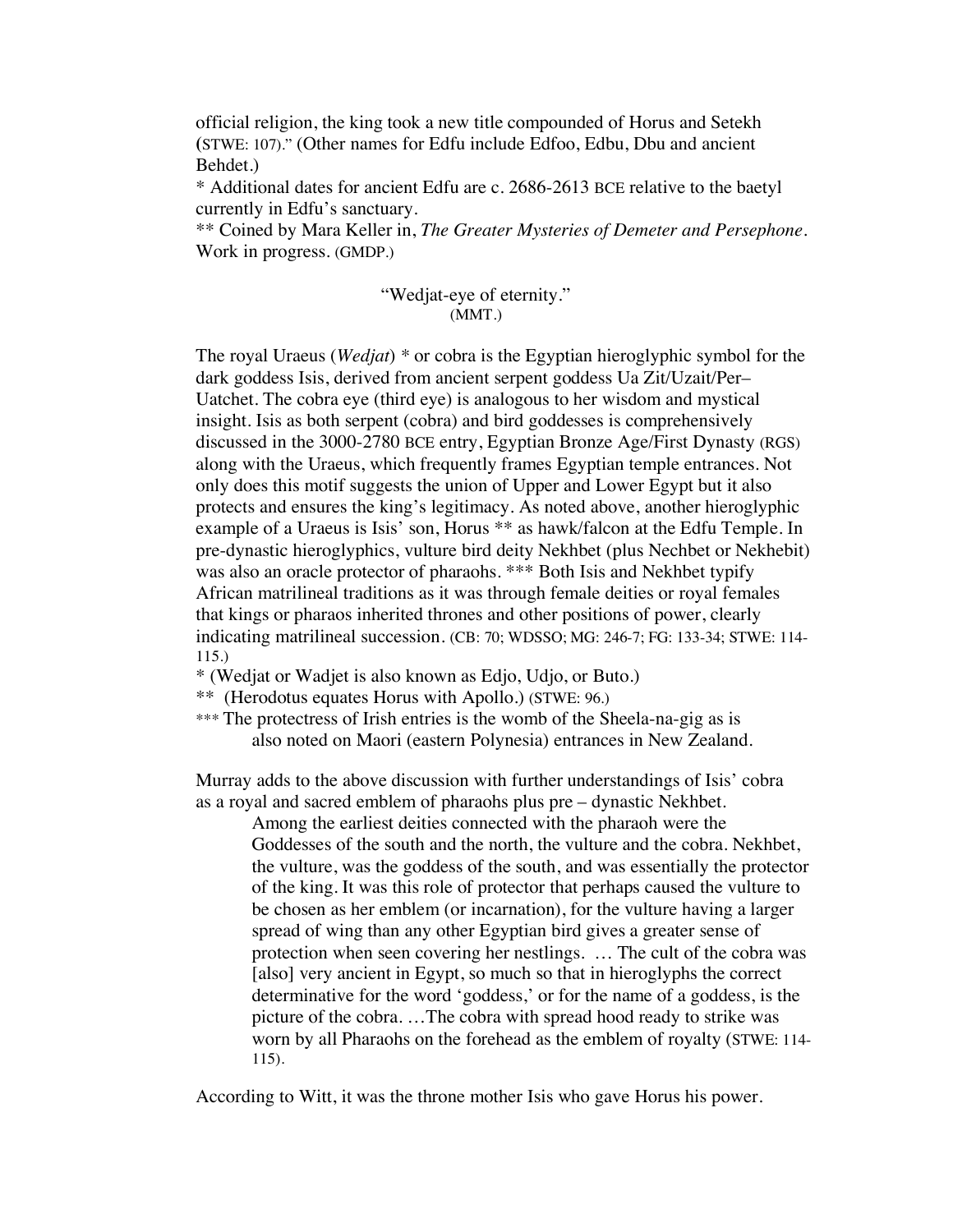official religion, the king took a new title compounded of Horus and Setekh (STWE: 107)." (Other names for Edfu include Edfoo, Edbu, Dbu and ancient Behdet.)

* Additional dates for ancient Edfu are c. 2686-2613 BCE relative to the baetyl currently in Edfu's sanctuary.

** Coined by Mara Keller in, *The Greater Mysteries of Demeter and Persephone*. Work in progress. (GMDP.)

"Wedjat-eye of eternity."
(MMT.)

The royal Uraeus (*Wedjat*) * or cobra is the Egyptian hieroglyphic symbol for the dark goddess Isis, derived from ancient serpent goddess Ua Zit/Uzait/Per–Uatchet. The cobra eye (third eye) is analogous to her wisdom and mystical insight. Isis as both serpent (cobra) and bird goddesses is comprehensively discussed in the 3000-2780 BCE entry, Egyptian Bronze Age/First Dynasty (RGS) along with the Uraeus, which frequently frames Egyptian temple entrances. Not only does this motif suggests the union of Upper and Lower Egypt but it also protects and ensures the king's legitimacy. As noted above, another hieroglyphic example of a Uraeus is Isis' son, Horus ** as hawk/falcon at the Edfu Temple. In pre-dynastic hieroglyphics, vulture bird deity Nekhbet (plus Nechbet or Nekhebit) was also an oracle protector of pharaohs. *** Both Isis and Nekhbet typify African matrilineal traditions as it was through female deities or royal females that kings or pharaos inherited thrones and other positions of power, clearly indicating matrilineal succession. (CB: 70; WDSSO; MG: 246-7; FG: 133-34; STWE: 114-115.)

* (Wedjat or Wadjet is also known as Edjo, Udjo, or Buto.)

** (Herodotus equates Horus with Apollo.) (STWE: 96.)

*** The protectress of Irish entries is the womb of the Sheela-na-gig as is also noted on Maori (eastern Polynesia) entrances in New Zealand.

Murray adds to the above discussion with further understandings of Isis' cobra as a royal and sacred emblem of pharaohs plus pre – dynastic Nekhbet.

> Among the earliest deities connected with the pharaoh were the Goddesses of the south and the north, the vulture and the cobra. Nekhbet, the vulture, was the goddess of the south, and was essentially the protector of the king. It was this role of protector that perhaps caused the vulture to be chosen as her emblem (or incarnation), for the vulture having a larger spread of wing than any other Egyptian bird gives a greater sense of protection when seen covering her nestlings. … The cult of the cobra was [also] very ancient in Egypt, so much so that in hieroglyphs the correct determinative for the word 'goddess,' or for the name of a goddess, is the picture of the cobra. …The cobra with spread hood ready to strike was worn by all Pharaohs on the forehead as the emblem of royalty (STWE: 114-115).

According to Witt, it was the throne mother Isis who gave Horus his power.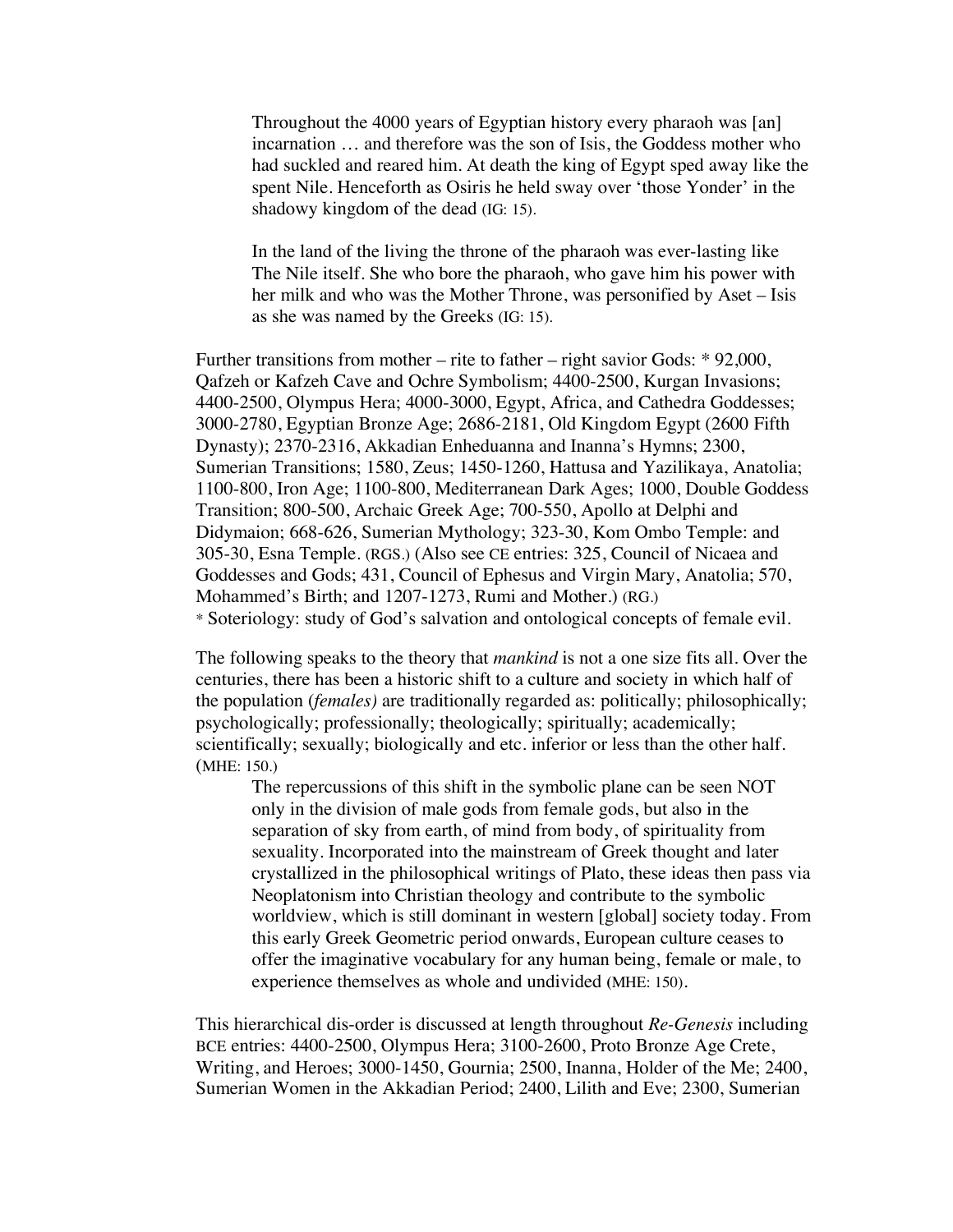> Throughout the 4000 years of Egyptian history every pharaoh was [an] incarnation … and therefore was the son of Isis, the Goddess mother who had suckled and reared him. At death the king of Egypt sped away like the spent Nile. Henceforth as Osiris he held sway over 'those Yonder' in the shadowy kingdom of the dead (IG: 15).
>
> In the land of the living the throne of the pharaoh was ever-lasting like The Nile itself. She who bore the pharaoh, who gave him his power with her milk and who was the Mother Throne, was personified by Aset – Isis as she was named by the Greeks (IG: 15).

Further transitions from mother – rite to father – right savior Gods: * 92,000, Qafzeh or Kafzeh Cave and Ochre Symbolism; 4400-2500, Kurgan Invasions; 4400-2500, Olympus Hera; 4000-3000, Egypt, Africa, and Cathedra Goddesses; 3000-2780, Egyptian Bronze Age; 2686-2181, Old Kingdom Egypt (2600 Fifth Dynasty); 2370-2316, Akkadian Enheduanna and Inanna's Hymns; 2300, Sumerian Transitions; 1580, Zeus; 1450-1260, Hattusa and Yazilikaya, Anatolia; 1100-800, Iron Age; 1100-800, Mediterranean Dark Ages; 1000, Double Goddess Transition; 800-500, Archaic Greek Age; 700-550, Apollo at Delphi and Didymaion; 668-626, Sumerian Mythology; 323-30, Kom Ombo Temple: and 305-30, Esna Temple. (RGS.) (Also see CE entries: 325, Council of Nicaea and Goddesses and Gods; 431, Council of Ephesus and Virgin Mary, Anatolia; 570, Mohammed's Birth; and 1207-1273, Rumi and Mother.) (RG.)
* Soteriology: study of God's salvation and ontological concepts of female evil.

The following speaks to the theory that *mankind* is not a one size fits all. Over the centuries, there has been a historic shift to a culture and society in which half of the population (*females)* are traditionally regarded as: politically; philosophically; psychologically; professionally; theologically; spiritually; academically; scientifically; sexually; biologically and etc. inferior or less than the other half. (MHE: 150.)

> The repercussions of this shift in the symbolic plane can be seen NOT only in the division of male gods from female gods, but also in the separation of sky from earth, of mind from body, of spirituality from sexuality. Incorporated into the mainstream of Greek thought and later crystallized in the philosophical writings of Plato, these ideas then pass via Neoplatonism into Christian theology and contribute to the symbolic worldview, which is still dominant in western [global] society today. From this early Greek Geometric period onwards, European culture ceases to offer the imaginative vocabulary for any human being, female or male, to experience themselves as whole and undivided (MHE: 150).

This hierarchical dis-order is discussed at length throughout *Re-Genesis* including BCE entries: 4400-2500, Olympus Hera; 3100-2600, Proto Bronze Age Crete, Writing, and Heroes; 3000-1450, Gournia; 2500, Inanna, Holder of the Me; 2400, Sumerian Women in the Akkadian Period; 2400, Lilith and Eve; 2300, Sumerian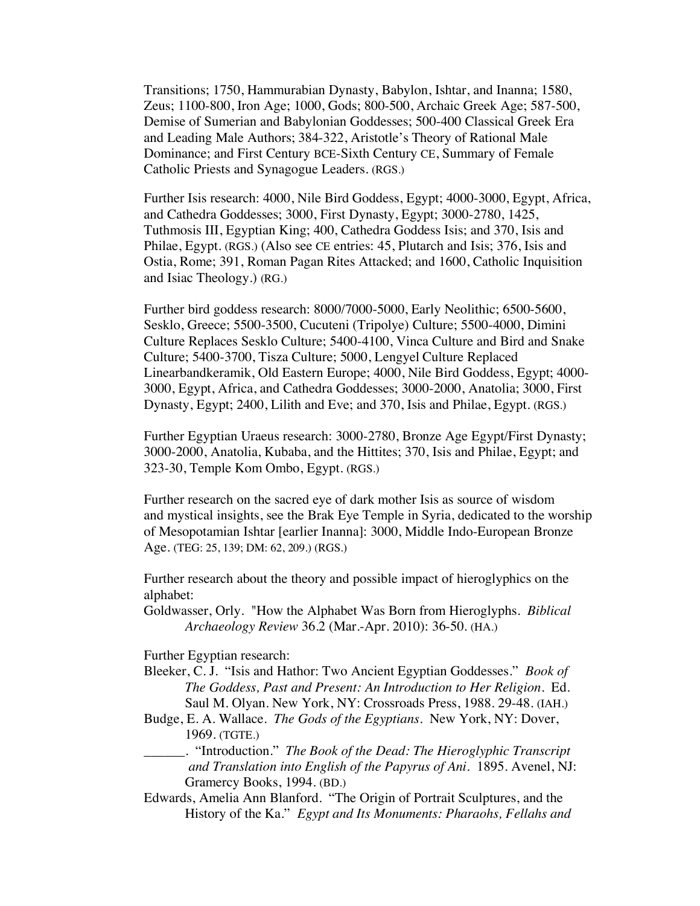Transitions; 1750, Hammurabian Dynasty, Babylon, Ishtar, and Inanna; 1580, Zeus; 1100-800, Iron Age; 1000, Gods; 800-500, Archaic Greek Age; 587-500, Demise of Sumerian and Babylonian Goddesses; 500-400 Classical Greek Era and Leading Male Authors; 384-322, Aristotle's Theory of Rational Male Dominance; and First Century BCE-Sixth Century CE, Summary of Female Catholic Priests and Synagogue Leaders. (RGS.)

Further Isis research: 4000, Nile Bird Goddess, Egypt; 4000-3000, Egypt, Africa, and Cathedra Goddesses; 3000, First Dynasty, Egypt; 3000-2780, 1425, Tuthmosis III, Egyptian King; 400, Cathedra Goddess Isis; and 370, Isis and Philae, Egypt. (RGS.) (Also see CE entries: 45, Plutarch and Isis; 376, Isis and Ostia, Rome; 391, Roman Pagan Rites Attacked; and 1600, Catholic Inquisition and Isiac Theology.) (RG.)

Further bird goddess research: 8000/7000-5000, Early Neolithic; 6500-5600, Sesklo, Greece; 5500-3500, Cucuteni (Tripolye) Culture; 5500-4000, Dimini Culture Replaces Sesklo Culture; 5400-4100, Vinca Culture and Bird and Snake Culture; 5400-3700, Tisza Culture; 5000, Lengyel Culture Replaced Linearbandkeramik, Old Eastern Europe; 4000, Nile Bird Goddess, Egypt; 4000-3000, Egypt, Africa, and Cathedra Goddesses; 3000-2000, Anatolia; 3000, First Dynasty, Egypt; 2400, Lilith and Eve; and 370, Isis and Philae, Egypt. (RGS.)

Further Egyptian Uraeus research: 3000-2780, Bronze Age Egypt/First Dynasty; 3000-2000, Anatolia, Kubaba, and the Hittites; 370, Isis and Philae, Egypt; and 323-30, Temple Kom Ombo, Egypt. (RGS.)

Further research on the sacred eye of dark mother Isis as source of wisdom and mystical insights, see the Brak Eye Temple in Syria, dedicated to the worship of Mesopotamian Ishtar [earlier Inanna]: 3000, Middle Indo-European Bronze Age. (TEG: 25, 139; DM: 62, 209.) (RGS.)

Further research about the theory and possible impact of hieroglyphics on the alphabet:

Goldwasser, Orly. "How the Alphabet Was Born from Hieroglyphs. *Biblical Archaeology Review* 36.2 (Mar.-Apr. 2010): 36-50. (HA.)

Further Egyptian research:

Bleeker, C. J. "Isis and Hathor: Two Ancient Egyptian Goddesses." *Book of The Goddess, Past and Present: An Introduction to Her Religion*. Ed. Saul M. Olyan. New York, NY: Crossroads Press, 1988. 29-48. (IAH.)

Budge, E. A. Wallace. *The Gods of the Egyptians*. New York, NY: Dover, 1969. (TGTE.)

______. "Introduction." *The Book of the Dead: The Hieroglyphic Transcript and Translation into English of the Papyrus of Ani*. 1895. Avenel, NJ: Gramercy Books, 1994. (BD.)

Edwards, Amelia Ann Blanford. "The Origin of Portrait Sculptures, and the History of the Ka." *Egypt and Its Monuments: Pharaohs, Fellahs and*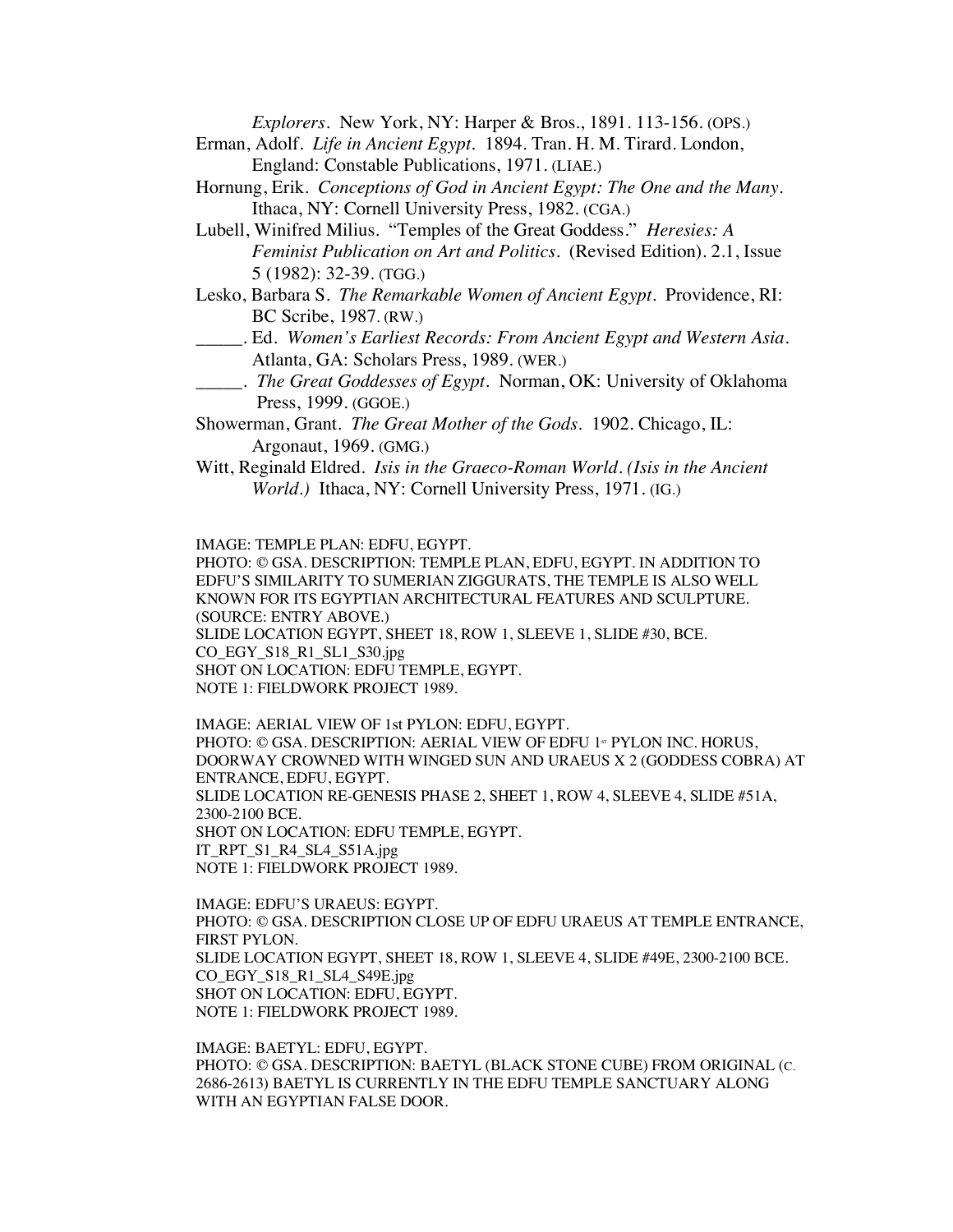*Explorers*. New York, NY: Harper & Bros., 1891. 113-156. (OPS.)

Erman, Adolf. *Life in Ancient Egypt*. 1894. Tran. H. M. Tirard. London, England: Constable Publications, 1971. (LIAE.)

Hornung, Erik. *Conceptions of God in Ancient Egypt: The One and the Many*. Ithaca, NY: Cornell University Press, 1982. (CGA.)

Lubell, Winifred Milius. "Temples of the Great Goddess." *Heresies: A Feminist Publication on Art and Politics*. (Revised Edition). 2.1, Issue 5 (1982): 32-39. (TGG.)

Lesko, Barbara S. *The Remarkable Women of Ancient Egypt*. Providence, RI: BC Scribe, 1987. (RW.)

_____. Ed. *Women's Earliest Records: From Ancient Egypt and Western Asia*. Atlanta, GA: Scholars Press, 1989. (WER.)

_____. *The Great Goddesses of Egypt*. Norman, OK: University of Oklahoma Press, 1999. (GGOE.)

Showerman, Grant. *The Great Mother of the Gods*. 1902. Chicago, IL: Argonaut, 1969. (GMG.)

Witt, Reginald Eldred. *Isis in the Graeco-Roman World. (Isis in the Ancient World.)* Ithaca, NY: Cornell University Press, 1971. (IG.)

IMAGE: TEMPLE PLAN: EDFU, EGYPT.
PHOTO: © GSA. DESCRIPTION: TEMPLE PLAN, EDFU, EGYPT. IN ADDITION TO EDFU'S SIMILARITY TO SUMERIAN ZIGGURATS, THE TEMPLE IS ALSO WELL KNOWN FOR ITS EGYPTIAN ARCHITECTURAL FEATURES AND SCULPTURE. (SOURCE: ENTRY ABOVE.)
SLIDE LOCATION EGYPT, SHEET 18, ROW 1, SLEEVE 1, SLIDE #30, BCE.
CO_EGY_S18_R1_SL1_S30.jpg
SHOT ON LOCATION: EDFU TEMPLE, EGYPT.
NOTE 1: FIELDWORK PROJECT 1989.

IMAGE: AERIAL VIEW OF 1st PYLON: EDFU, EGYPT.
PHOTO: © GSA. DESCRIPTION: AERIAL VIEW OF EDFU 1st PYLON INC. HORUS, DOORWAY CROWNED WITH WINGED SUN AND URAEUS X 2 (GODDESS COBRA) AT ENTRANCE, EDFU, EGYPT.
SLIDE LOCATION RE-GENESIS PHASE 2, SHEET 1, ROW 4, SLEEVE 4, SLIDE #51A, 2300-2100 BCE.
SHOT ON LOCATION: EDFU TEMPLE, EGYPT.
IT_RPT_S1_R4_SL4_S51A.jpg
NOTE 1: FIELDWORK PROJECT 1989.

IMAGE: EDFU'S URAEUS: EGYPT.
PHOTO: © GSA. DESCRIPTION CLOSE UP OF EDFU URAEUS AT TEMPLE ENTRANCE, FIRST PYLON.
SLIDE LOCATION EGYPT, SHEET 18, ROW 1, SLEEVE 4, SLIDE #49E, 2300-2100 BCE.
CO_EGY_S18_R1_SL4_S49E.jpg
SHOT ON LOCATION: EDFU, EGYPT.
NOTE 1: FIELDWORK PROJECT 1989.

IMAGE: BAETYL: EDFU, EGYPT.
PHOTO: © GSA. DESCRIPTION: BAETYL (BLACK STONE CUBE) FROM ORIGINAL (C. 2686-2613) BAETYL IS CURRENTLY IN THE EDFU TEMPLE SANCTUARY ALONG WITH AN EGYPTIAN FALSE DOOR.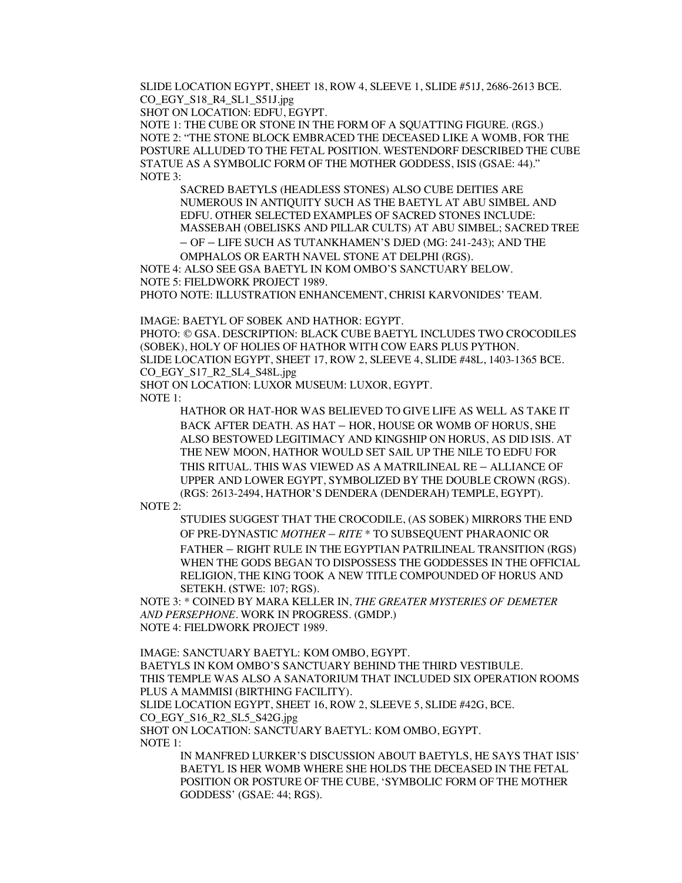SLIDE LOCATION EGYPT, SHEET 18, ROW 4, SLEEVE 1, SLIDE #51J, 2686-2613 BCE.
CO_EGY_S18_R4_SL1_S51J.jpg
SHOT ON LOCATION: EDFU, EGYPT.
NOTE 1: THE CUBE OR STONE IN THE FORM OF A SQUATTING FIGURE. (RGS.)
NOTE 2: "THE STONE BLOCK EMBRACED THE DECEASED LIKE A WOMB, FOR THE POSTURE ALLUDED TO THE FETAL POSITION. WESTENDORF DESCRIBED THE CUBE STATUE AS A SYMBOLIC FORM OF THE MOTHER GODDESS, ISIS (GSAE: 44)."
NOTE 3:

> SACRED BAETYLS (HEADLESS STONES) ALSO CUBE DEITIES ARE NUMEROUS IN ANTIQUITY SUCH AS THE BAETYL AT ABU SIMBEL AND EDFU. OTHER SELECTED EXAMPLES OF SACRED STONES INCLUDE: MASSEBAH (OBELISKS AND PILLAR CULTS) AT ABU SIMBEL; SACRED TREE – OF – LIFE SUCH AS TUTANKHAMEN'S DJED (MG: 241-243); AND THE OMPHALOS OR EARTH NAVEL STONE AT DELPHI (RGS).

NOTE 4: ALSO SEE GSA BAETYL IN KOM OMBO'S SANCTUARY BELOW.
NOTE 5: FIELDWORK PROJECT 1989.
PHOTO NOTE: ILLUSTRATION ENHANCEMENT, CHRISI KARVONIDES' TEAM.

IMAGE: BAETYL OF SOBEK AND HATHOR: EGYPT.
PHOTO: © GSA. DESCRIPTION: BLACK CUBE BAETYL INCLUDES TWO CROCODILES (SOBEK), HOLY OF HOLIES OF HATHOR WITH COW EARS PLUS PYTHON.
SLIDE LOCATION EGYPT, SHEET 17, ROW 2, SLEEVE 4, SLIDE #48L, 1403-1365 BCE.
CO_EGY_S17_R2_SL4_S48L.jpg
SHOT ON LOCATION: LUXOR MUSEUM: LUXOR, EGYPT.
NOTE 1:

> HATHOR OR HAT-HOR WAS BELIEVED TO GIVE LIFE AS WELL AS TAKE IT BACK AFTER DEATH. AS HAT – HOR, HOUSE OR WOMB OF HORUS, SHE ALSO BESTOWED LEGITIMACY AND KINGSHIP ON HORUS, AS DID ISIS. AT THE NEW MOON, HATHOR WOULD SET SAIL UP THE NILE TO EDFU FOR THIS RITUAL. THIS WAS VIEWED AS A MATRILINEAL RE – ALLIANCE OF UPPER AND LOWER EGYPT, SYMBOLIZED BY THE DOUBLE CROWN (RGS). (RGS: 2613-2494, HATHOR'S DENDERA (DENDERAH) TEMPLE, EGYPT).

NOTE 2:

> STUDIES SUGGEST THAT THE CROCODILE, (AS SOBEK) MIRRORS THE END OF PRE-DYNASTIC *MOTHER – RITE* * TO SUBSEQUENT PHARAONIC OR FATHER – RIGHT RULE IN THE EGYPTIAN PATRILINEAL TRANSITION (RGS) WHEN THE GODS BEGAN TO DISPOSSESS THE GODDESSES IN THE OFFICIAL RELIGION, THE KING TOOK A NEW TITLE COMPOUNDED OF HORUS AND SETEKH. (STWE: 107; RGS).

NOTE 3: * COINED BY MARA KELLER IN, *THE GREATER MYSTERIES OF DEMETER AND PERSEPHONE*. WORK IN PROGRESS. (GMDP.)
NOTE 4: FIELDWORK PROJECT 1989.

IMAGE: SANCTUARY BAETYL: KOM OMBO, EGYPT.
BAETYLS IN KOM OMBO'S SANCTUARY BEHIND THE THIRD VESTIBULE.
THIS TEMPLE WAS ALSO A SANATORIUM THAT INCLUDED SIX OPERATION ROOMS PLUS A MAMMISI (BIRTHING FACILITY).
SLIDE LOCATION EGYPT, SHEET 16, ROW 2, SLEEVE 5, SLIDE #42G, BCE.
CO_EGY_S16_R2_SL5_S42G.jpg
SHOT ON LOCATION: SANCTUARY BAETYL: KOM OMBO, EGYPT.
NOTE 1:

> IN MANFRED LURKER'S DISCUSSION ABOUT BAETYLS, HE SAYS THAT ISIS' BAETYL IS HER WOMB WHERE SHE HOLDS THE DECEASED IN THE FETAL POSITION OR POSTURE OF THE CUBE, 'SYMBOLIC FORM OF THE MOTHER GODDESS' (GSAE: 44; RGS).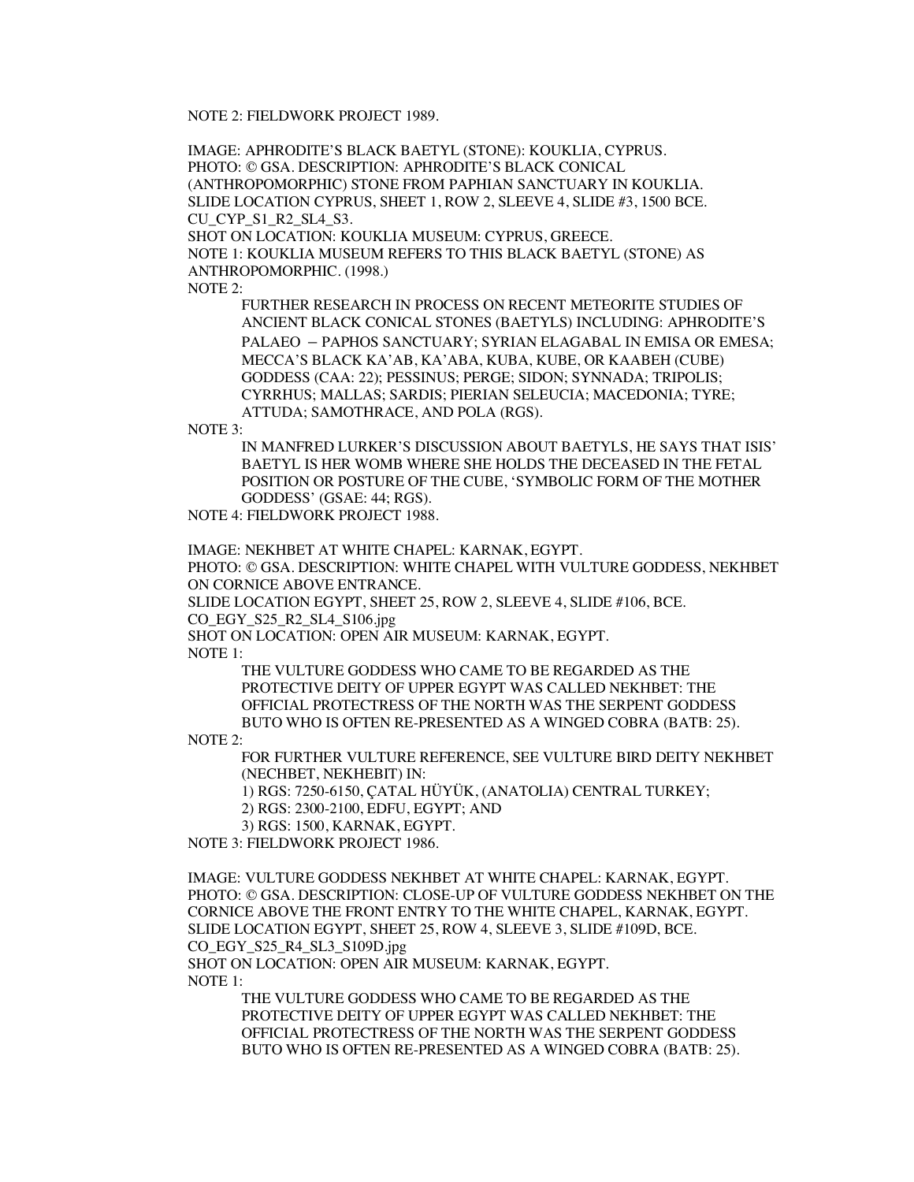NOTE 2: FIELDWORK PROJECT 1989.

IMAGE: APHRODITE'S BLACK BAETYL (STONE): KOUKLIA, CYPRUS.
PHOTO: © GSA. DESCRIPTION: APHRODITE'S BLACK CONICAL (ANTHROPOMORPHIC) STONE FROM PAPHIAN SANCTUARY IN KOUKLIA.
SLIDE LOCATION CYPRUS, SHEET 1, ROW 2, SLEEVE 4, SLIDE #3, 1500 BCE.
CU_CYP_S1_R2_SL4_S3.
SHOT ON LOCATION: KOUKLIA MUSEUM: CYPRUS, GREECE.
NOTE 1: KOUKLIA MUSEUM REFERS TO THIS BLACK BAETYL (STONE) AS ANTHROPOMORPHIC. (1998.)
NOTE 2:

FURTHER RESEARCH IN PROCESS ON RECENT METEORITE STUDIES OF ANCIENT BLACK CONICAL STONES (BAETYLS) INCLUDING: APHRODITE'S PALAEO – PAPHOS SANCTUARY; SYRIAN ELAGABAL IN EMISA OR EMESA; MECCA'S BLACK KA'AB, KA'ABA, KUBA, KUBE, OR KAABEH (CUBE) GODDESS (CAA: 22); PESSINUS; PERGE; SIDON; SYNNADA; TRIPOLIS; CYRRHUS; MALLAS; SARDIS; PIERIAN SELEUCIA; MACEDONIA; TYRE; ATTUDA; SAMOTHRACE, AND POLA (RGS).

NOTE 3:

IN MANFRED LURKER'S DISCUSSION ABOUT BAETYLS, HE SAYS THAT ISIS' BAETYL IS HER WOMB WHERE SHE HOLDS THE DECEASED IN THE FETAL POSITION OR POSTURE OF THE CUBE, 'SYMBOLIC FORM OF THE MOTHER GODDESS' (GSAE: 44; RGS).

NOTE 4: FIELDWORK PROJECT 1988.

IMAGE: NEKHBET AT WHITE CHAPEL: KARNAK, EGYPT.
PHOTO: © GSA. DESCRIPTION: WHITE CHAPEL WITH VULTURE GODDESS, NEKHBET ON CORNICE ABOVE ENTRANCE.
SLIDE LOCATION EGYPT, SHEET 25, ROW 2, SLEEVE 4, SLIDE #106, BCE.
CO_EGY_S25_R2_SL4_S106.jpg
SHOT ON LOCATION: OPEN AIR MUSEUM: KARNAK, EGYPT.
NOTE 1:

THE VULTURE GODDESS WHO CAME TO BE REGARDED AS THE PROTECTIVE DEITY OF UPPER EGYPT WAS CALLED NEKHBET: THE OFFICIAL PROTECTRESS OF THE NORTH WAS THE SERPENT GODDESS BUTO WHO IS OFTEN RE-PRESENTED AS A WINGED COBRA (BATB: 25).

NOTE 2:

FOR FURTHER VULTURE REFERENCE, SEE VULTURE BIRD DEITY NEKHBET (NECHBET, NEKHEBIT) IN:
1) RGS: 7250-6150, ÇATAL HÜYÜK, (ANATOLIA) CENTRAL TURKEY;
2) RGS: 2300-2100, EDFU, EGYPT; AND
3) RGS: 1500, KARNAK, EGYPT.

NOTE 3: FIELDWORK PROJECT 1986.

IMAGE: VULTURE GODDESS NEKHBET AT WHITE CHAPEL: KARNAK, EGYPT.
PHOTO: © GSA. DESCRIPTION: CLOSE-UP OF VULTURE GODDESS NEKHBET ON THE CORNICE ABOVE THE FRONT ENTRY TO THE WHITE CHAPEL, KARNAK, EGYPT.
SLIDE LOCATION EGYPT, SHEET 25, ROW 4, SLEEVE 3, SLIDE #109D, BCE.
CO_EGY_S25_R4_SL3_S109D.jpg
SHOT ON LOCATION: OPEN AIR MUSEUM: KARNAK, EGYPT.
NOTE 1:

THE VULTURE GODDESS WHO CAME TO BE REGARDED AS THE PROTECTIVE DEITY OF UPPER EGYPT WAS CALLED NEKHBET: THE OFFICIAL PROTECTRESS OF THE NORTH WAS THE SERPENT GODDESS BUTO WHO IS OFTEN RE-PRESENTED AS A WINGED COBRA (BATB: 25).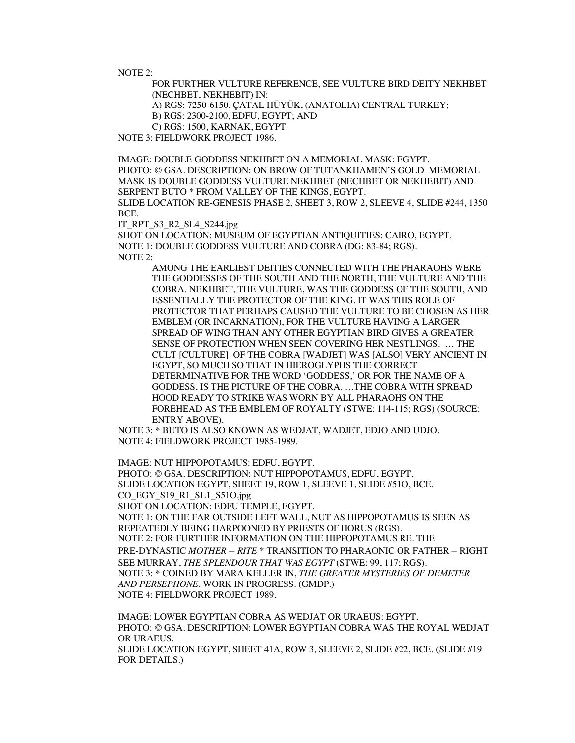NOTE 2:

FOR FURTHER VULTURE REFERENCE, SEE VULTURE BIRD DEITY NEKHBET (NECHBET, NEKHEBIT) IN:

A) RGS: 7250-6150, ÇATAL HÜYÜK, (ANATOLIA) CENTRAL TURKEY;

B) RGS: 2300-2100, EDFU, EGYPT; AND

C) RGS: 1500, KARNAK, EGYPT.

NOTE 3: FIELDWORK PROJECT 1986.

IMAGE: DOUBLE GODDESS NEKHBET ON A MEMORIAL MASK: EGYPT.
PHOTO: © GSA. DESCRIPTION: ON BROW OF TUTANKHAMEN'S GOLD MEMORIAL MASK IS DOUBLE GODDESS VULTURE NEKHBET (NECHBET OR NEKHEBIT) AND SERPENT BUTO * FROM VALLEY OF THE KINGS, EGYPT.
SLIDE LOCATION RE-GENESIS PHASE 2, SHEET 3, ROW 2, SLEEVE 4, SLIDE #244, 1350 BCE.
IT_RPT_S3_R2_SL4_S244.jpg
SHOT ON LOCATION: MUSEUM OF EGYPTIAN ANTIQUITIES: CAIRO, EGYPT.
NOTE 1: DOUBLE GODDESS VULTURE AND COBRA (DG: 83-84; RGS).
NOTE 2:

AMONG THE EARLIEST DEITIES CONNECTED WITH THE PHARAOHS WERE THE GODDESSES OF THE SOUTH AND THE NORTH, THE VULTURE AND THE COBRA. NEKHBET, THE VULTURE, WAS THE GODDESS OF THE SOUTH, AND ESSENTIALLY THE PROTECTOR OF THE KING. IT WAS THIS ROLE OF PROTECTOR THAT PERHAPS CAUSED THE VULTURE TO BE CHOSEN AS HER EMBLEM (OR INCARNATION), FOR THE VULTURE HAVING A LARGER SPREAD OF WING THAN ANY OTHER EGYPTIAN BIRD GIVES A GREATER SENSE OF PROTECTION WHEN SEEN COVERING HER NESTLINGS. … THE CULT [CULTURE] OF THE COBRA [WADJET] WAS [ALSO] VERY ANCIENT IN EGYPT, SO MUCH SO THAT IN HIEROGLYPHS THE CORRECT DETERMINATIVE FOR THE WORD 'GODDESS,' OR FOR THE NAME OF A GODDESS, IS THE PICTURE OF THE COBRA. …THE COBRA WITH SPREAD HOOD READY TO STRIKE WAS WORN BY ALL PHARAOHS ON THE FOREHEAD AS THE EMBLEM OF ROYALTY (STWE: 114-115; RGS) (SOURCE: ENTRY ABOVE).

NOTE 3: * BUTO IS ALSO KNOWN AS WEDJAT, WADJET, EDJO AND UDJO.
NOTE 4: FIELDWORK PROJECT 1985-1989.

IMAGE: NUT HIPPOPOTAMUS: EDFU, EGYPT.
PHOTO: © GSA. DESCRIPTION: NUT HIPPOPOTAMUS, EDFU, EGYPT.
SLIDE LOCATION EGYPT, SHEET 19, ROW 1, SLEEVE 1, SLIDE #51O, BCE.
CO_EGY_S19_R1_SL1_S51O.jpg
SHOT ON LOCATION: EDFU TEMPLE, EGYPT.
NOTE 1: ON THE FAR OUTSIDE LEFT WALL, NUT AS HIPPOPOTAMUS IS SEEN AS REPEATEDLY BEING HARPOONED BY PRIESTS OF HORUS (RGS).
NOTE 2: FOR FURTHER INFORMATION ON THE HIPPOPOTAMUS RE. THE PRE-DYNASTIC *MOTHER – RITE* * TRANSITION TO PHARAONIC OR FATHER – RIGHT SEE MURRAY, *THE SPLENDOUR THAT WAS EGYPT* (STWE: 99, 117; RGS).
NOTE 3: * COINED BY MARA KELLER IN, *THE GREATER MYSTERIES OF DEMETER AND PERSEPHONE*. WORK IN PROGRESS. (GMDP.)
NOTE 4: FIELDWORK PROJECT 1989.

IMAGE: LOWER EGYPTIAN COBRA AS WEDJAT OR URAEUS: EGYPT.
PHOTO: © GSA. DESCRIPTION: LOWER EGYPTIAN COBRA WAS THE ROYAL WEDJAT OR URAEUS.
SLIDE LOCATION EGYPT, SHEET 41A, ROW 3, SLEEVE 2, SLIDE #22, BCE. (SLIDE #19 FOR DETAILS.)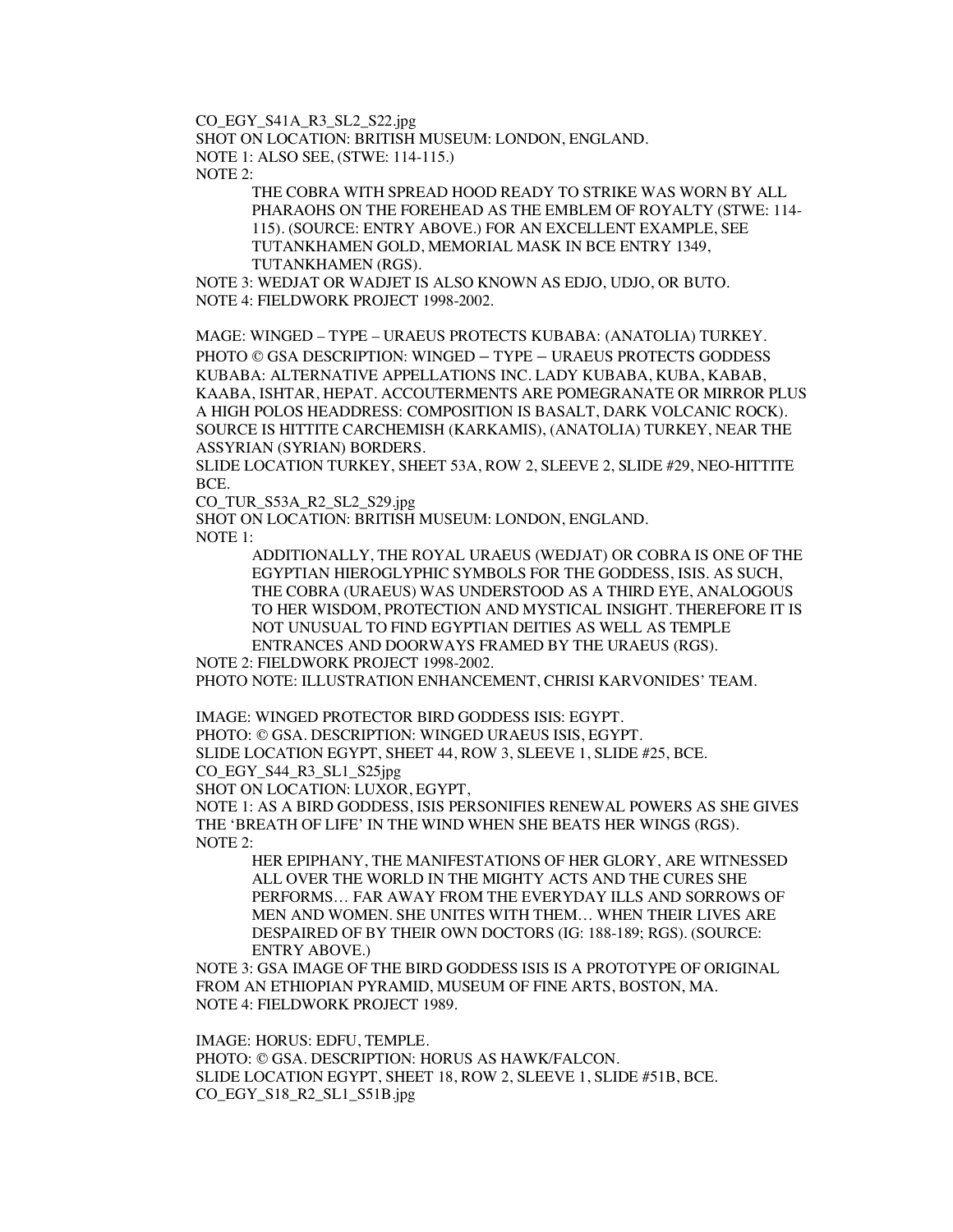CO_EGY_S41A_R3_SL2_S22.jpg
SHOT ON LOCATION: BRITISH MUSEUM: LONDON, ENGLAND.
NOTE 1: ALSO SEE, (STWE: 114-115.)
NOTE 2:

> THE COBRA WITH SPREAD HOOD READY TO STRIKE WAS WORN BY ALL PHARAOHS ON THE FOREHEAD AS THE EMBLEM OF ROYALTY (STWE: 114-115). (SOURCE: ENTRY ABOVE.) FOR AN EXCELLENT EXAMPLE, SEE TUTANKHAMEN GOLD, MEMORIAL MASK IN BCE ENTRY 1349, TUTANKHAMEN (RGS).

NOTE 3: WEDJAT OR WADJET IS ALSO KNOWN AS EDJO, UDJO, OR BUTO.
NOTE 4: FIELDWORK PROJECT 1998-2002.

MAGE: WINGED – TYPE – URAEUS PROTECTS KUBABA: (ANATOLIA) TURKEY.
PHOTO © GSA DESCRIPTION: WINGED – TYPE – URAEUS PROTECTS GODDESS KUBABA: ALTERNATIVE APPELLATIONS INC. LADY KUBABA, KUBA, KABAB, KAABA, ISHTAR, HEPAT. ACCOUTERMENTS ARE POMEGRANATE OR MIRROR PLUS A HIGH POLOS HEADDRESS: COMPOSITION IS BASALT, DARK VOLCANIC ROCK). SOURCE IS HITTITE CARCHEMISH (KARKAMIS), (ANATOLIA) TURKEY, NEAR THE ASSYRIAN (SYRIAN) BORDERS.
SLIDE LOCATION TURKEY, SHEET 53A, ROW 2, SLEEVE 2, SLIDE #29, NEO-HITTITE BCE.
CO_TUR_S53A_R2_SL2_S29.jpg
SHOT ON LOCATION: BRITISH MUSEUM: LONDON, ENGLAND.
NOTE 1:

> ADDITIONALLY, THE ROYAL URAEUS (WEDJAT) OR COBRA IS ONE OF THE EGYPTIAN HIEROGLYPHIC SYMBOLS FOR THE GODDESS, ISIS. AS SUCH, THE COBRA (URAEUS) WAS UNDERSTOOD AS A THIRD EYE, ANALOGOUS TO HER WISDOM, PROTECTION AND MYSTICAL INSIGHT. THEREFORE IT IS NOT UNUSUAL TO FIND EGYPTIAN DEITIES AS WELL AS TEMPLE ENTRANCES AND DOORWAYS FRAMED BY THE URAEUS (RGS).

NOTE 2: FIELDWORK PROJECT 1998-2002.
PHOTO NOTE: ILLUSTRATION ENHANCEMENT, CHRISI KARVONIDES' TEAM.

IMAGE: WINGED PROTECTOR BIRD GODDESS ISIS: EGYPT.
PHOTO: © GSA. DESCRIPTION: WINGED URAEUS ISIS, EGYPT.
SLIDE LOCATION EGYPT, SHEET 44, ROW 3, SLEEVE 1, SLIDE #25, BCE.
CO_EGY_S44_R3_SL1_S25jpg
SHOT ON LOCATION: LUXOR, EGYPT,
NOTE 1: AS A BIRD GODDESS, ISIS PERSONIFIES RENEWAL POWERS AS SHE GIVES THE 'BREATH OF LIFE' IN THE WIND WHEN SHE BEATS HER WINGS (RGS).
NOTE 2:

> HER EPIPHANY, THE MANIFESTATIONS OF HER GLORY, ARE WITNESSED ALL OVER THE WORLD IN THE MIGHTY ACTS AND THE CURES SHE PERFORMS… FAR AWAY FROM THE EVERYDAY ILLS AND SORROWS OF MEN AND WOMEN. SHE UNITES WITH THEM… WHEN THEIR LIVES ARE DESPAIRED OF BY THEIR OWN DOCTORS (IG: 188-189; RGS). (SOURCE: ENTRY ABOVE.)

NOTE 3: GSA IMAGE OF THE BIRD GODDESS ISIS IS A PROTOTYPE OF ORIGINAL FROM AN ETHIOPIAN PYRAMID, MUSEUM OF FINE ARTS, BOSTON, MA.
NOTE 4: FIELDWORK PROJECT 1989.

IMAGE: HORUS: EDFU, TEMPLE.
PHOTO: © GSA. DESCRIPTION: HORUS AS HAWK/FALCON.
SLIDE LOCATION EGYPT, SHEET 18, ROW 2, SLEEVE 1, SLIDE #51B, BCE.
CO_EGY_S18_R2_SL1_S51B.jpg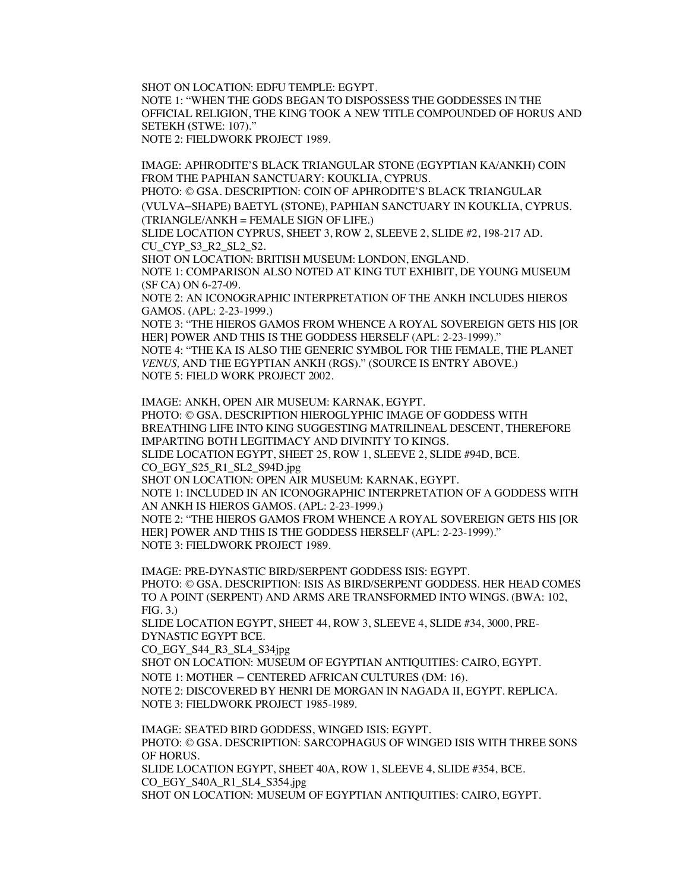SHOT ON LOCATION: EDFU TEMPLE: EGYPT.
NOTE 1: "WHEN THE GODS BEGAN TO DISPOSSESS THE GODDESSES IN THE OFFICIAL RELIGION, THE KING TOOK A NEW TITLE COMPOUNDED OF HORUS AND SETEKH (STWE: 107)."
NOTE 2: FIELDWORK PROJECT 1989.

IMAGE: APHRODITE'S BLACK TRIANGULAR STONE (EGYPTIAN KA/ANKH) COIN FROM THE PAPHIAN SANCTUARY: KOUKLIA, CYPRUS.
PHOTO: © GSA. DESCRIPTION: COIN OF APHRODITE'S BLACK TRIANGULAR (VULVA–SHAPE) BAETYL (STONE), PAPHIAN SANCTUARY IN KOUKLIA, CYPRUS. (TRIANGLE/ANKH = FEMALE SIGN OF LIFE.)
SLIDE LOCATION CYPRUS, SHEET 3, ROW 2, SLEEVE 2, SLIDE #2, 198-217 AD.
CU_CYP_S3_R2_SL2_S2.
SHOT ON LOCATION: BRITISH MUSEUM: LONDON, ENGLAND.
NOTE 1: COMPARISON ALSO NOTED AT KING TUT EXHIBIT, DE YOUNG MUSEUM (SF CA) ON 6-27-09.
NOTE 2: AN ICONOGRAPHIC INTERPRETATION OF THE ANKH INCLUDES HIEROS GAMOS. (APL: 2-23-1999.)
NOTE 3: "THE HIEROS GAMOS FROM WHENCE A ROYAL SOVEREIGN GETS HIS [OR HER] POWER AND THIS IS THE GODDESS HERSELF (APL: 2-23-1999)."
NOTE 4: "THE KA IS ALSO THE GENERIC SYMBOL FOR THE FEMALE, THE PLANET *VENUS*, AND THE EGYPTIAN ANKH (RGS)." (SOURCE IS ENTRY ABOVE.)
NOTE 5: FIELD WORK PROJECT 2002.

IMAGE: ANKH, OPEN AIR MUSEUM: KARNAK, EGYPT.
PHOTO: © GSA. DESCRIPTION HIEROGLYPHIC IMAGE OF GODDESS WITH BREATHING LIFE INTO KING SUGGESTING MATRILINEAL DESCENT, THEREFORE IMPARTING BOTH LEGITIMACY AND DIVINITY TO KINGS.
SLIDE LOCATION EGYPT, SHEET 25, ROW 1, SLEEVE 2, SLIDE #94D, BCE.
CO_EGY_S25_R1_SL2_S94D.jpg
SHOT ON LOCATION: OPEN AIR MUSEUM: KARNAK, EGYPT.
NOTE 1: INCLUDED IN AN ICONOGRAPHIC INTERPRETATION OF A GODDESS WITH AN ANKH IS HIEROS GAMOS. (APL: 2-23-1999.)
NOTE 2: "THE HIEROS GAMOS FROM WHENCE A ROYAL SOVEREIGN GETS HIS [OR HER] POWER AND THIS IS THE GODDESS HERSELF (APL: 2-23-1999)."
NOTE 3: FIELDWORK PROJECT 1989.

IMAGE: PRE-DYNASTIC BIRD/SERPENT GODDESS ISIS: EGYPT.
PHOTO: © GSA. DESCRIPTION: ISIS AS BIRD/SERPENT GODDESS. HER HEAD COMES TO A POINT (SERPENT) AND ARMS ARE TRANSFORMED INTO WINGS. (BWA: 102, FIG. 3.)
SLIDE LOCATION EGYPT, SHEET 44, ROW 3, SLEEVE 4, SLIDE #34, 3000, PRE-DYNASTIC EGYPT BCE.
CO_EGY_S44_R3_SL4_S34jpg
SHOT ON LOCATION: MUSEUM OF EGYPTIAN ANTIQUITIES: CAIRO, EGYPT.
NOTE 1: MOTHER – CENTERED AFRICAN CULTURES (DM: 16).
NOTE 2: DISCOVERED BY HENRI DE MORGAN IN NAGADA II, EGYPT. REPLICA.
NOTE 3: FIELDWORK PROJECT 1985-1989.

IMAGE: SEATED BIRD GODDESS, WINGED ISIS: EGYPT.
PHOTO: © GSA. DESCRIPTION: SARCOPHAGUS OF WINGED ISIS WITH THREE SONS OF HORUS.
SLIDE LOCATION EGYPT, SHEET 40A, ROW 1, SLEEVE 4, SLIDE #354, BCE.
CO_EGY_S40A_R1_SL4_S354.jpg
SHOT ON LOCATION: MUSEUM OF EGYPTIAN ANTIQUITIES: CAIRO, EGYPT.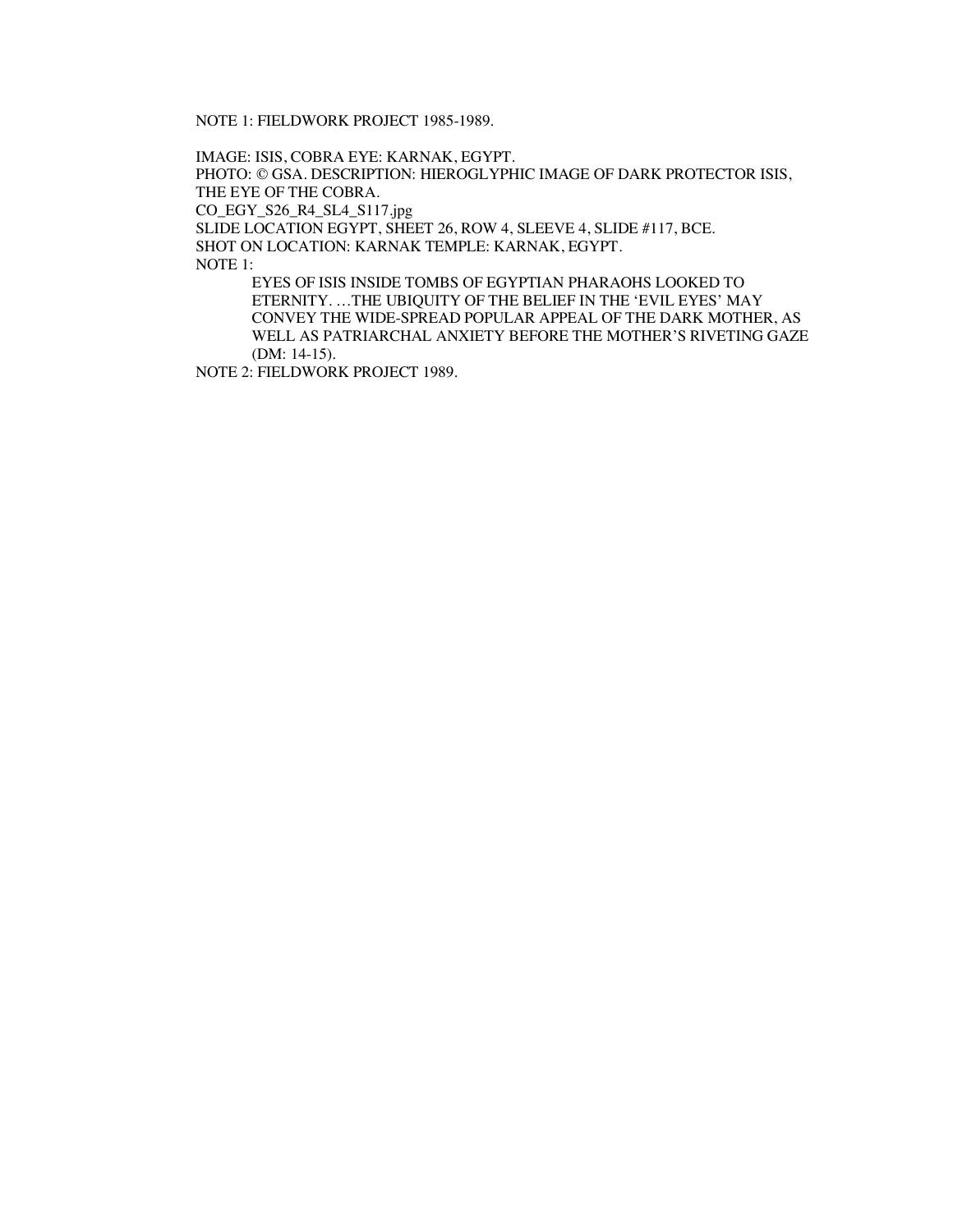NOTE 1: FIELDWORK PROJECT 1985-1989.

IMAGE: ISIS, COBRA EYE: KARNAK, EGYPT.
PHOTO: © GSA. DESCRIPTION: HIEROGLYPHIC IMAGE OF DARK PROTECTOR ISIS, THE EYE OF THE COBRA.
CO_EGY_S26_R4_SL4_S117.jpg
SLIDE LOCATION EGYPT, SHEET 26, ROW 4, SLEEVE 4, SLIDE #117, BCE.
SHOT ON LOCATION: KARNAK TEMPLE: KARNAK, EGYPT.
NOTE 1:

> EYES OF ISIS INSIDE TOMBS OF EGYPTIAN PHARAOHS LOOKED TO ETERNITY. …THE UBIQUITY OF THE BELIEF IN THE 'EVIL EYES' MAY CONVEY THE WIDE-SPREAD POPULAR APPEAL OF THE DARK MOTHER, AS WELL AS PATRIARCHAL ANXIETY BEFORE THE MOTHER'S RIVETING GAZE (DM: 14-15).

NOTE 2: FIELDWORK PROJECT 1989.